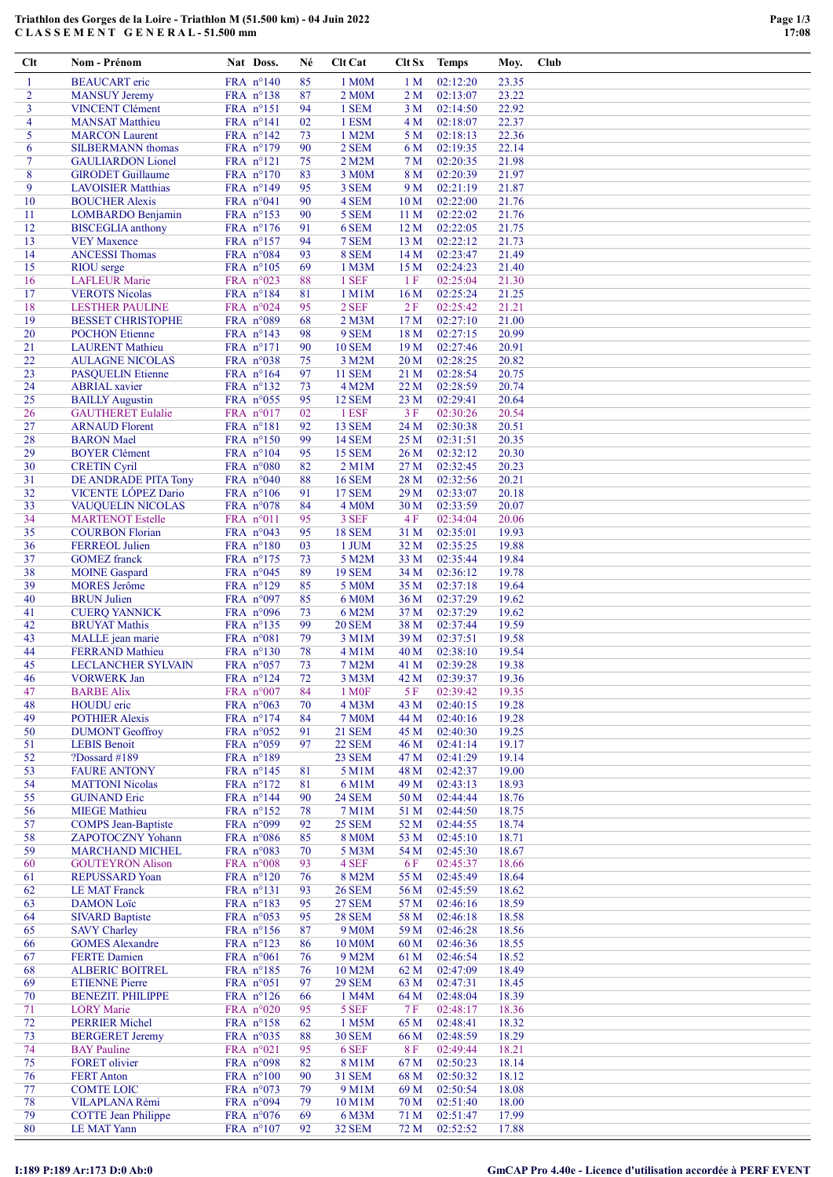# Triathlon des Gorges de la Loire - Triathlon M (51.500 km) - 04 Juin 2022
## C L A S S E M E N T   G E N E R A L - 51.500 mm

| Clt | Nom - Prénom | Nat | Doss. | Né | Clt Cat | Clt Sx | Temps | Moy. | Club |
|---|---|---|---|---|---|---|---|---|---|
| 1 | BEAUCART eric | FRA | n°140 | 85 | 1 M0M | 1 M | 02:12:20 | 23.35 | |
| 2 | MANSUY Jeremy | FRA | n°138 | 87 | 2 M0M | 2 M | 02:13:07 | 23.22 | |
| 3 | VINCENT Clément | FRA | n°151 | 94 | 1 SEM | 3 M | 02:14:50 | 22.92 | |
| 4 | MANSAT Matthieu | FRA | n°141 | 02 | 1 ESM | 4 M | 02:18:07 | 22.37 | |
| 5 | MARCON Laurent | FRA | n°142 | 73 | 1 M2M | 5 M | 02:18:13 | 22.36 | |
| 6 | SILBERMANN thomas | FRA | n°179 | 90 | 2 SEM | 6 M | 02:19:35 | 22.14 | |
| 7 | GAULIARDON Lionel | FRA | n°121 | 75 | 2 M2M | 7 M | 02:20:35 | 21.98 | |
| 8 | GIRODET Guillaume | FRA | n°170 | 83 | 3 M0M | 8 M | 02:20:39 | 21.97 | |
| 9 | LAVOISIER Matthias | FRA | n°149 | 95 | 3 SEM | 9 M | 02:21:19 | 21.87 | |
| 10 | BOUCHER Alexis | FRA | n°041 | 90 | 4 SEM | 10 M | 02:22:00 | 21.76 | |
| 11 | LOMBARDO Benjamin | FRA | n°153 | 90 | 5 SEM | 11 M | 02:22:02 | 21.76 | |
| 12 | BISCEGLIA anthony | FRA | n°176 | 91 | 6 SEM | 12 M | 02:22:05 | 21.75 | |
| 13 | VEY Maxence | FRA | n°157 | 94 | 7 SEM | 13 M | 02:22:12 | 21.73 | |
| 14 | ANCESSI Thomas | FRA | n°084 | 93 | 8 SEM | 14 M | 02:23:47 | 21.49 | |
| 15 | RIOU serge | FRA | n°105 | 69 | 1 M3M | 15 M | 02:24:23 | 21.40 | |
| 16 | LAFLEUR Marie | FRA | n°023 | 88 | 1 SEF | 1 F | 02:25:04 | 21.30 | |
| 17 | VEROTS Nicolas | FRA | n°184 | 81 | 1 M1M | 16 M | 02:25:24 | 21.25 | |
| 18 | LESTHER PAULINE | FRA | n°024 | 95 | 2 SEF | 2 F | 02:25:42 | 21.21 | |
| 19 | BESSET CHRISTOPHE | FRA | n°089 | 68 | 2 M3M | 17 M | 02:27:10 | 21.00 | |
| 20 | POCHON Etienne | FRA | n°143 | 98 | 9 SEM | 18 M | 02:27:15 | 20.99 | |
| 21 | LAURENT Mathieu | FRA | n°171 | 90 | 10 SEM | 19 M | 02:27:46 | 20.91 | |
| 22 | AULAGNE NICOLAS | FRA | n°038 | 75 | 3 M2M | 20 M | 02:28:25 | 20.82 | |
| 23 | PASQUELIN Etienne | FRA | n°164 | 97 | 11 SEM | 21 M | 02:28:54 | 20.75 | |
| 24 | ABRIAL xavier | FRA | n°132 | 73 | 4 M2M | 22 M | 02:28:59 | 20.74 | |
| 25 | BAILLY Augustin | FRA | n°055 | 95 | 12 SEM | 23 M | 02:29:41 | 20.64 | |
| 26 | GAUTHERET Eulalie | FRA | n°017 | 02 | 1 ESF | 3 F | 02:30:26 | 20.54 | |
| 27 | ARNAUD Florent | FRA | n°181 | 92 | 13 SEM | 24 M | 02:30:38 | 20.51 | |
| 28 | BARON Mael | FRA | n°150 | 99 | 14 SEM | 25 M | 02:31:51 | 20.35 | |
| 29 | BOYER Clément | FRA | n°104 | 95 | 15 SEM | 26 M | 02:32:12 | 20.30 | |
| 30 | CRETIN Cyril | FRA | n°080 | 82 | 2 M1M | 27 M | 02:32:45 | 20.23 | |
| 31 | DE ANDRADE PITA Tony | FRA | n°040 | 88 | 16 SEM | 28 M | 02:32:56 | 20.21 | |
| 32 | VICENTE LÓPEZ Dario | FRA | n°106 | 91 | 17 SEM | 29 M | 02:33:07 | 20.18 | |
| 33 | VAUQUELIN NICOLAS | FRA | n°078 | 84 | 4 M0M | 30 M | 02:33:59 | 20.07 | |
| 34 | MARTENOT Estelle | FRA | n°011 | 95 | 3 SEF | 4 F | 02:34:04 | 20.06 | |
| 35 | COURBON Florian | FRA | n°043 | 95 | 18 SEM | 31 M | 02:35:01 | 19.93 | |
| 36 | FERREOL Julien | FRA | n°180 | 03 | 1 JUM | 32 M | 02:35:25 | 19.88 | |
| 37 | GOMEZ franck | FRA | n°175 | 73 | 5 M2M | 33 M | 02:35:44 | 19.84 | |
| 38 | MOINE Gaspard | FRA | n°045 | 89 | 19 SEM | 34 M | 02:36:12 | 19.78 | |
| 39 | MORES Jerôme | FRA | n°129 | 85 | 5 M0M | 35 M | 02:37:18 | 19.64 | |
| 40 | BRUN Julien | FRA | n°097 | 85 | 6 M0M | 36 M | 02:37:29 | 19.62 | |
| 41 | CUERQ YANNICK | FRA | n°096 | 73 | 6 M2M | 37 M | 02:37:29 | 19.62 | |
| 42 | BRUYAT Mathis | FRA | n°135 | 99 | 20 SEM | 38 M | 02:37:44 | 19.59 | |
| 43 | MALLE jean marie | FRA | n°081 | 79 | 3 M1M | 39 M | 02:37:51 | 19.58 | |
| 44 | FERRAND Mathieu | FRA | n°130 | 78 | 4 M1M | 40 M | 02:38:10 | 19.54 | |
| 45 | LECLANCHER SYLVAIN | FRA | n°057 | 73 | 7 M2M | 41 M | 02:39:28 | 19.38 | |
| 46 | VORWERK Jan | FRA | n°124 | 72 | 3 M3M | 42 M | 02:39:37 | 19.36 | |
| 47 | BARBE Alix | FRA | n°007 | 84 | 1 M0F | 5 F | 02:39:42 | 19.35 | |
| 48 | HOUDU eric | FRA | n°063 | 70 | 4 M3M | 43 M | 02:40:15 | 19.28 | |
| 49 | POTHIER Alexis | FRA | n°174 | 84 | 7 M0M | 44 M | 02:40:16 | 19.28 | |
| 50 | DUMONT Geoffroy | FRA | n°052 | 91 | 21 SEM | 45 M | 02:40:30 | 19.25 | |
| 51 | LEBIS Benoit | FRA | n°059 | 97 | 22 SEM | 46 M | 02:41:14 | 19.17 | |
| 52 | ?Dossard #189 | FRA | n°189 | | 23 SEM | 47 M | 02:41:29 | 19.14 | |
| 53 | FAURE ANTONY | FRA | n°145 | 81 | 5 M1M | 48 M | 02:42:37 | 19.00 | |
| 54 | MATTONI Nicolas | FRA | n°172 | 81 | 6 M1M | 49 M | 02:43:13 | 18.93 | |
| 55 | GUINAND Eric | FRA | n°144 | 90 | 24 SEM | 50 M | 02:44:44 | 18.76 | |
| 56 | MIEGE Mathieu | FRA | n°152 | 78 | 7 M1M | 51 M | 02:44:50 | 18.75 | |
| 57 | COMPS Jean-Baptiste | FRA | n°099 | 92 | 25 SEM | 52 M | 02:44:55 | 18.74 | |
| 58 | ZAPOTOCZNY Yohann | FRA | n°086 | 85 | 8 M0M | 53 M | 02:45:10 | 18.71 | |
| 59 | MARCHAND MICHEL | FRA | n°083 | 70 | 5 M3M | 54 M | 02:45:30 | 18.67 | |
| 60 | GOUTEYRON Alison | FRA | n°008 | 93 | 4 SEF | 6 F | 02:45:37 | 18.66 | |
| 61 | REPUSSARD Yoan | FRA | n°120 | 76 | 8 M2M | 55 M | 02:45:49 | 18.64 | |
| 62 | LE MAT Franck | FRA | n°131 | 93 | 26 SEM | 56 M | 02:45:59 | 18.62 | |
| 63 | DAMON Loïc | FRA | n°183 | 95 | 27 SEM | 57 M | 02:46:16 | 18.59 | |
| 64 | SIVARD Baptiste | FRA | n°053 | 95 | 28 SEM | 58 M | 02:46:18 | 18.58 | |
| 65 | SAVY Charley | FRA | n°156 | 87 | 9 M0M | 59 M | 02:46:28 | 18.56 | |
| 66 | GOMES Alexandre | FRA | n°123 | 86 | 10 M0M | 60 M | 02:46:36 | 18.55 | |
| 67 | FERTE Damien | FRA | n°061 | 76 | 9 M2M | 61 M | 02:46:54 | 18.52 | |
| 68 | ALBERIC BOITREL | FRA | n°185 | 76 | 10 M2M | 62 M | 02:47:09 | 18.49 | |
| 69 | ETIENNE Pierre | FRA | n°051 | 97 | 29 SEM | 63 M | 02:47:31 | 18.45 | |
| 70 | BENEZIT. PHILIPPE | FRA | n°126 | 66 | 1 M4M | 64 M | 02:48:04 | 18.39 | |
| 71 | LORY Marie | FRA | n°020 | 95 | 5 SEF | 7 F | 02:48:17 | 18.36 | |
| 72 | PERRIER Michel | FRA | n°158 | 62 | 1 M5M | 65 M | 02:48:41 | 18.32 | |
| 73 | BERGERET Jeremy | FRA | n°035 | 88 | 30 SEM | 66 M | 02:48:59 | 18.29 | |
| 74 | BAY Pauline | FRA | n°021 | 95 | 6 SEF | 8 F | 02:49:44 | 18.21 | |
| 75 | FORET olivier | FRA | n°098 | 82 | 8 M1M | 67 M | 02:50:23 | 18.14 | |
| 76 | FERT Anton | FRA | n°100 | 90 | 31 SEM | 68 M | 02:50:32 | 18.12 | |
| 77 | COMTE LOIC | FRA | n°073 | 79 | 9 M1M | 69 M | 02:50:54 | 18.08 | |
| 78 | VILAPLANA Rémi | FRA | n°094 | 79 | 10 M1M | 70 M | 02:51:40 | 18.00 | |
| 79 | COTTE Jean Philippe | FRA | n°076 | 69 | 6 M3M | 71 M | 02:51:47 | 17.99 | |
| 80 | LE MAT Yann | FRA | n°107 | 92 | 32 SEM | 72 M | 02:52:52 | 17.88 | |

I:189 P:189 Ar:173 D:0 Ab:0

GmCAP Pro 4.40e - Licence d'utilisation accordée à PERF EVENT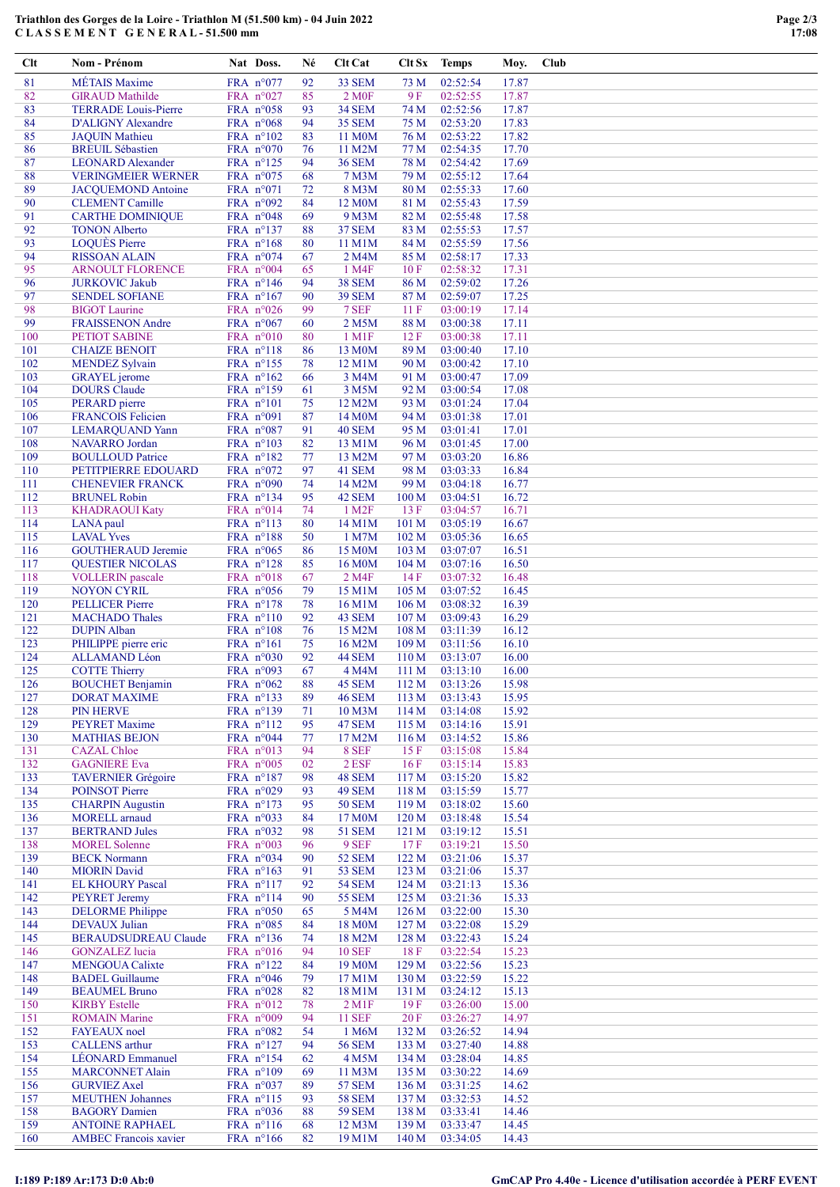# Triathlon des Gorges de la Loire - Triathlon M (51.500 km) - 04 Juin 2022
## C L A S S E M E N T   G E N E R A L - 51.500 mm

| Clt | Nom - Prénom | Nat | Doss. | Né | Clt Cat | Clt Sx | Temps | Moy. | Club |
|---|---|---|---|---|---|---|---|---|---|
| 81 | MÉTAIS Maxime | FRA | n°077 | 92 | 33 SEM | 73 M | 02:52:54 | 17.87 | |
| 82 | GIRAUD Mathilde | FRA | n°027 | 85 | 2 M0F | 9 F | 02:52:55 | 17.87 | |
| 83 | TERRADE Louis-Pierre | FRA | n°058 | 93 | 34 SEM | 74 M | 02:52:56 | 17.87 | |
| 84 | D'ALIGNY Alexandre | FRA | n°068 | 94 | 35 SEM | 75 M | 02:53:20 | 17.83 | |
| 85 | JAQUIN Mathieu | FRA | n°102 | 83 | 11 M0M | 76 M | 02:53:22 | 17.82 | |
| 86 | BREUIL Sébastien | FRA | n°070 | 76 | 11 M2M | 77 M | 02:54:35 | 17.70 | |
| 87 | LEONARD Alexander | FRA | n°125 | 94 | 36 SEM | 78 M | 02:54:42 | 17.69 | |
| 88 | VERINGMEIER WERNER | FRA | n°075 | 68 | 7 M3M | 79 M | 02:55:12 | 17.64 | |
| 89 | JACQUEMOND Antoine | FRA | n°071 | 72 | 8 M3M | 80 M | 02:55:33 | 17.60 | |
| 90 | CLEMENT Camille | FRA | n°092 | 84 | 12 M0M | 81 M | 02:55:43 | 17.59 | |
| 91 | CARTHE DOMINIQUE | FRA | n°048 | 69 | 9 M3M | 82 M | 02:55:48 | 17.58 | |
| 92 | TONON Alberto | FRA | n°137 | 88 | 37 SEM | 83 M | 02:55:53 | 17.57 | |
| 93 | LOQUÈS Pierre | FRA | n°168 | 80 | 11 M1M | 84 M | 02:55:59 | 17.56 | |
| 94 | RISSOAN ALAIN | FRA | n°074 | 67 | 2 M4M | 85 M | 02:58:17 | 17.33 | |
| 95 | ARNOULT FLORENCE | FRA | n°004 | 65 | 1 M4F | 10 F | 02:58:32 | 17.31 | |
| 96 | JURKOVIC Jakub | FRA | n°146 | 94 | 38 SEM | 86 M | 02:59:02 | 17.26 | |
| 97 | SENDEL SOFIANE | FRA | n°167 | 90 | 39 SEM | 87 M | 02:59:07 | 17.25 | |
| 98 | BIGOT Laurine | FRA | n°026 | 99 | 7 SEF | 11 F | 03:00:19 | 17.14 | |
| 99 | FRAISSENON Andre | FRA | n°067 | 60 | 2 M5M | 88 M | 03:00:38 | 17.11 | |
| 100 | PETIOT SABINE | FRA | n°010 | 80 | 1 M1F | 12 F | 03:00:38 | 17.11 | |
| 101 | CHAIZE BENOIT | FRA | n°118 | 86 | 13 M0M | 89 M | 03:00:40 | 17.10 | |
| 102 | MENDEZ Sylvain | FRA | n°155 | 78 | 12 M1M | 90 M | 03:00:42 | 17.10 | |
| 103 | GRAYEL jerome | FRA | n°162 | 66 | 3 M4M | 91 M | 03:00:47 | 17.09 | |
| 104 | DOURS Claude | FRA | n°159 | 61 | 3 M5M | 92 M | 03:00:54 | 17.08 | |
| 105 | PERARD pierre | FRA | n°101 | 75 | 12 M2M | 93 M | 03:01:24 | 17.04 | |
| 106 | FRANCOIS Felicien | FRA | n°091 | 87 | 14 M0M | 94 M | 03:01:38 | 17.01 | |
| 107 | LEMARQUAND Yann | FRA | n°087 | 91 | 40 SEM | 95 M | 03:01:41 | 17.01 | |
| 108 | NAVARRO Jordan | FRA | n°103 | 82 | 13 M1M | 96 M | 03:01:45 | 17.00 | |
| 109 | BOULLOUD Patrice | FRA | n°182 | 77 | 13 M2M | 97 M | 03:03:20 | 16.86 | |
| 110 | PETITPIERRE EDOUARD | FRA | n°072 | 97 | 41 SEM | 98 M | 03:03:33 | 16.84 | |
| 111 | CHENEVIER FRANCK | FRA | n°090 | 74 | 14 M2M | 99 M | 03:04:18 | 16.77 | |
| 112 | BRUNEL Robin | FRA | n°134 | 95 | 42 SEM | 100 M | 03:04:51 | 16.72 | |
| 113 | KHADRAOUI Katy | FRA | n°014 | 74 | 1 M2F | 13 F | 03:04:57 | 16.71 | |
| 114 | LANA paul | FRA | n°113 | 80 | 14 M1M | 101 M | 03:05:19 | 16.67 | |
| 115 | LAVAL Yves | FRA | n°188 | 50 | 1 M7M | 102 M | 03:05:36 | 16.65 | |
| 116 | GOUTHERAUD Jeremie | FRA | n°065 | 86 | 15 M0M | 103 M | 03:07:07 | 16.51 | |
| 117 | QUESTIER NICOLAS | FRA | n°128 | 85 | 16 M0M | 104 M | 03:07:16 | 16.50 | |
| 118 | VOLLERIN pascale | FRA | n°018 | 67 | 2 M4F | 14 F | 03:07:32 | 16.48 | |
| 119 | NOYON CYRIL | FRA | n°056 | 79 | 15 M1M | 105 M | 03:07:52 | 16.45 | |
| 120 | PELLICER Pierre | FRA | n°178 | 78 | 16 M1M | 106 M | 03:08:32 | 16.39 | |
| 121 | MACHADO Thales | FRA | n°110 | 92 | 43 SEM | 107 M | 03:09:43 | 16.29 | |
| 122 | DUPIN Alban | FRA | n°108 | 76 | 15 M2M | 108 M | 03:11:39 | 16.12 | |
| 123 | PHILIPPE pierre eric | FRA | n°161 | 75 | 16 M2M | 109 M | 03:11:56 | 16.10 | |
| 124 | ALLAMAND Léon | FRA | n°030 | 92 | 44 SEM | 110 M | 03:13:07 | 16.00 | |
| 125 | COTTE Thierry | FRA | n°093 | 67 | 4 M4M | 111 M | 03:13:10 | 16.00 | |
| 126 | BOUCHET Benjamin | FRA | n°062 | 88 | 45 SEM | 112 M | 03:13:26 | 15.98 | |
| 127 | DORAT MAXIME | FRA | n°133 | 89 | 46 SEM | 113 M | 03:13:43 | 15.95 | |
| 128 | PIN HERVE | FRA | n°139 | 71 | 10 M3M | 114 M | 03:14:08 | 15.92 | |
| 129 | PEYRET Maxime | FRA | n°112 | 95 | 47 SEM | 115 M | 03:14:16 | 15.91 | |
| 130 | MATHIAS BEJON | FRA | n°044 | 77 | 17 M2M | 116 M | 03:14:52 | 15.86 | |
| 131 | CAZAL Chloe | FRA | n°013 | 94 | 8 SEF | 15 F | 03:15:08 | 15.84 | |
| 132 | GAGNIERE Eva | FRA | n°005 | 02 | 2 ESF | 16 F | 03:15:14 | 15.83 | |
| 133 | TAVERNIER Grégoire | FRA | n°187 | 98 | 48 SEM | 117 M | 03:15:20 | 15.82 | |
| 134 | POINSOT Pierre | FRA | n°029 | 93 | 49 SEM | 118 M | 03:15:59 | 15.77 | |
| 135 | CHARPIN Augustin | FRA | n°173 | 95 | 50 SEM | 119 M | 03:18:02 | 15.60 | |
| 136 | MORELL arnaud | FRA | n°033 | 84 | 17 M0M | 120 M | 03:18:48 | 15.54 | |
| 137 | BERTRAND Jules | FRA | n°032 | 98 | 51 SEM | 121 M | 03:19:12 | 15.51 | |
| 138 | MOREL Solenne | FRA | n°003 | 96 | 9 SEF | 17 F | 03:19:21 | 15.50 | |
| 139 | BECK Normann | FRA | n°034 | 90 | 52 SEM | 122 M | 03:21:06 | 15.37 | |
| 140 | MIORIN David | FRA | n°163 | 91 | 53 SEM | 123 M | 03:21:06 | 15.37 | |
| 141 | EL KHOURY Pascal | FRA | n°117 | 92 | 54 SEM | 124 M | 03:21:13 | 15.36 | |
| 142 | PEYRET Jeremy | FRA | n°114 | 90 | 55 SEM | 125 M | 03:21:36 | 15.33 | |
| 143 | DELORME Philippe | FRA | n°050 | 65 | 5 M4M | 126 M | 03:22:00 | 15.30 | |
| 144 | DEVAUX Julian | FRA | n°085 | 84 | 18 M0M | 127 M | 03:22:08 | 15.29 | |
| 145 | BERAUDSUDREAU Claude | FRA | n°136 | 74 | 18 M2M | 128 M | 03:22:43 | 15.24 | |
| 146 | GONZALEZ lucia | FRA | n°016 | 94 | 10 SEF | 18 F | 03:22:54 | 15.23 | |
| 147 | MENGOUA Calixte | FRA | n°122 | 84 | 19 M0M | 129 M | 03:22:56 | 15.23 | |
| 148 | BADEL Guillaume | FRA | n°046 | 79 | 17 M1M | 130 M | 03:22:59 | 15.22 | |
| 149 | BEAUMEL Bruno | FRA | n°028 | 82 | 18 M1M | 131 M | 03:24:12 | 15.13 | |
| 150 | KIRBY Estelle | FRA | n°012 | 78 | 2 M1F | 19 F | 03:26:00 | 15.00 | |
| 151 | ROMAIN Marine | FRA | n°009 | 94 | 11 SEF | 20 F | 03:26:27 | 14.97 | |
| 152 | FAYEAUX noel | FRA | n°082 | 54 | 1 M6M | 132 M | 03:26:52 | 14.94 | |
| 153 | CALLENS arthur | FRA | n°127 | 94 | 56 SEM | 133 M | 03:27:40 | 14.88 | |
| 154 | LÉONARD Emmanuel | FRA | n°154 | 62 | 4 M5M | 134 M | 03:28:04 | 14.85 | |
| 155 | MARCONNET Alain | FRA | n°109 | 69 | 11 M3M | 135 M | 03:30:22 | 14.69 | |
| 156 | GURVIEZ Axel | FRA | n°037 | 89 | 57 SEM | 136 M | 03:31:25 | 14.62 | |
| 157 | MEUTHEN Johannes | FRA | n°115 | 93 | 58 SEM | 137 M | 03:32:53 | 14.52 | |
| 158 | BAGORY Damien | FRA | n°036 | 88 | 59 SEM | 138 M | 03:33:41 | 14.46 | |
| 159 | ANTOINE RAPHAEL | FRA | n°116 | 68 | 12 M3M | 139 M | 03:33:47 | 14.45 | |
| 160 | AMBEC Francois xavier | FRA | n°166 | 82 | 19 M1M | 140 M | 03:34:05 | 14.43 | |

I:189 P:189 Ar:173 D:0 Ab:0

GmCAP Pro 4.40e - Licence d'utilisation accordée à PERF EVENT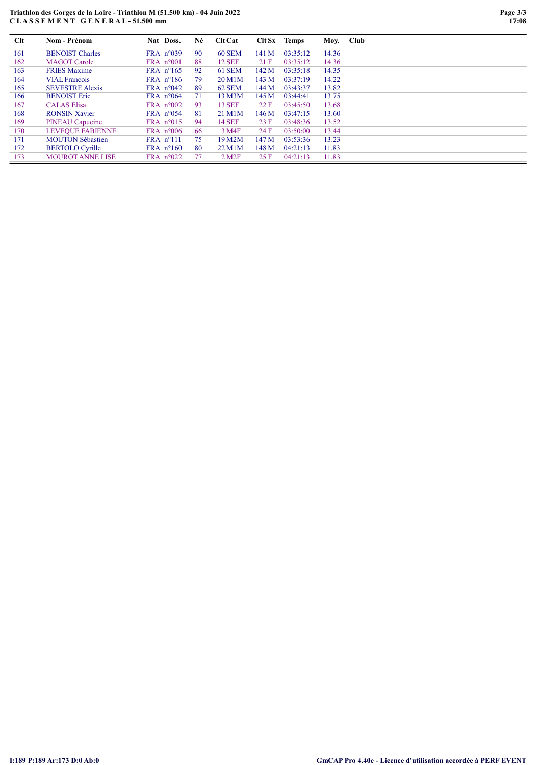**Triathlon des Gorges de la Loire - Triathlon M (51.500 km) - 04 Juin 2022**
**C L A S S E M E N T   G E N E R A L - 51.500 mm**

| Clt | Nom - Prénom | Nat | Doss. | Né | Clt Cat | Clt Sx | Temps | Moy. | Club |
|---|---|---|---|---|---|---|---|---|---|
| 161 | BENOIST Charles | FRA | n°039 | 90 | 60 SEM | 141 M | 03:35:12 | 14.36 | |
| 162 | MAGOT Carole | FRA | n°001 | 88 | 12 SEF | 21 F | 03:35:12 | 14.36 | |
| 163 | FRIES Maxime | FRA | n°165 | 92 | 61 SEM | 142 M | 03:35:18 | 14.35 | |
| 164 | VIAL Francois | FRA | n°186 | 79 | 20 M1M | 143 M | 03:37:19 | 14.22 | |
| 165 | SEVESTRE Alexis | FRA | n°042 | 89 | 62 SEM | 144 M | 03:43:37 | 13.82 | |
| 166 | BENOIST Eric | FRA | n°064 | 71 | 13 M3M | 145 M | 03:44:41 | 13.75 | |
| 167 | CALAS Elisa | FRA | n°002 | 93 | 13 SEF | 22 F | 03:45:50 | 13.68 | |
| 168 | RONSIN Xavier | FRA | n°054 | 81 | 21 M1M | 146 M | 03:47:15 | 13.60 | |
| 169 | PINEAU Capucine | FRA | n°015 | 94 | 14 SEF | 23 F | 03:48:36 | 13.52 | |
| 170 | LEVEQUE FABIENNE | FRA | n°006 | 66 | 3 M4F | 24 F | 03:50:00 | 13.44 | |
| 171 | MOUTON Sébastien | FRA | n°111 | 75 | 19 M2M | 147 M | 03:53:36 | 13.23 | |
| 172 | BERTOLO Cyrille | FRA | n°160 | 80 | 22 M1M | 148 M | 04:21:13 | 11.83 | |
| 173 | MOUROT ANNE LISE | FRA | n°022 | 77 | 2 M2F | 25 F | 04:21:13 | 11.83 | |

I:189 P:189 Ar:173 D:0 Ab:0

GmCAP Pro 4.40e - Licence d'utilisation accordée à PERF EVENT